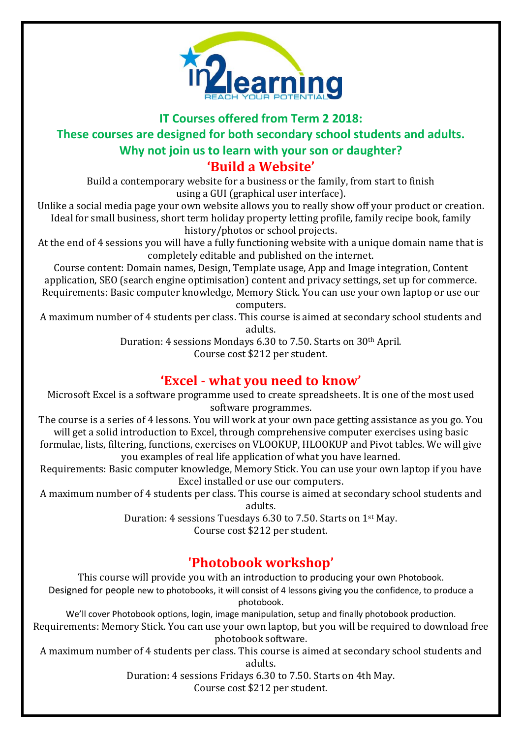**IT Courses offered from Term 2 2018:**

**These courses are designed for both secondary school students and adults.**

**Why not join us to learn with your son or daughter?**

## 'Build a Website'

Build a contemporary website for a business or the family, from start to finish using a GUI (graphical user interface).

Unlike a social media page your own website allows you to really show off your product or creation. Ideal for small business, short term holiday property letting profile, family recipe book, family history/photos or school projects.

At the end of 4 sessions you will have a fully functioning website with a unique domain name that is completely editable and published on the internet.

Course content: Domain names, Design, Template usage, App and Image integration, Content application, SEO (search engine optimisation) content and privacy settings, set up for commerce.

Requirements: Basic computer knowledge, Memory Stick. You can use your own laptop or use our computers.

A maximum number of 4 students per class. This course is aimed at secondary school students and adults.

Duration: 4 sessions Mondays 6.30 to 7.50. Starts on 30th April.

Course cost $212 per student.

## 'Excel - what you need to know'

Microsoft Excel is a software programme used to create spreadsheets. It is one of the most used software programmes.

The course is a series of 4 lessons. You will work at your own pace getting assistance as you go. You will get a solid introduction to Excel, through comprehensive computer exercises using basic formulae, lists, filtering, functions, exercises on VLOOKUP, HLOOKUP and Pivot tables. We will give you examples of real life application of what you have learned.

Requirements: Basic computer knowledge, Memory Stick. You can use your own laptop if you have Excel installed or use our computers.

A maximum number of 4 students per class. This course is aimed at secondary school students and adults.

Duration: 4 sessions Tuesdays 6.30 to 7.50. Starts on 1st May.

Course cost $212 per student.

## 'Photobook workshop'

This course will provide you with an introduction to producing your own Photobook.

Designed for people new to photobooks, it will consist of 4 lessons giving you the confidence, to produce a photobook.

We'll cover Photobook options, login, image manipulation, setup and finally photobook production.

Requirements: Memory Stick. You can use your own laptop, but you will be required to download free photobook software.

A maximum number of 4 students per class. This course is aimed at secondary school students and adults.

Duration: 4 sessions Fridays 6.30 to 7.50. Starts on 4th May.

Course cost $212 per student.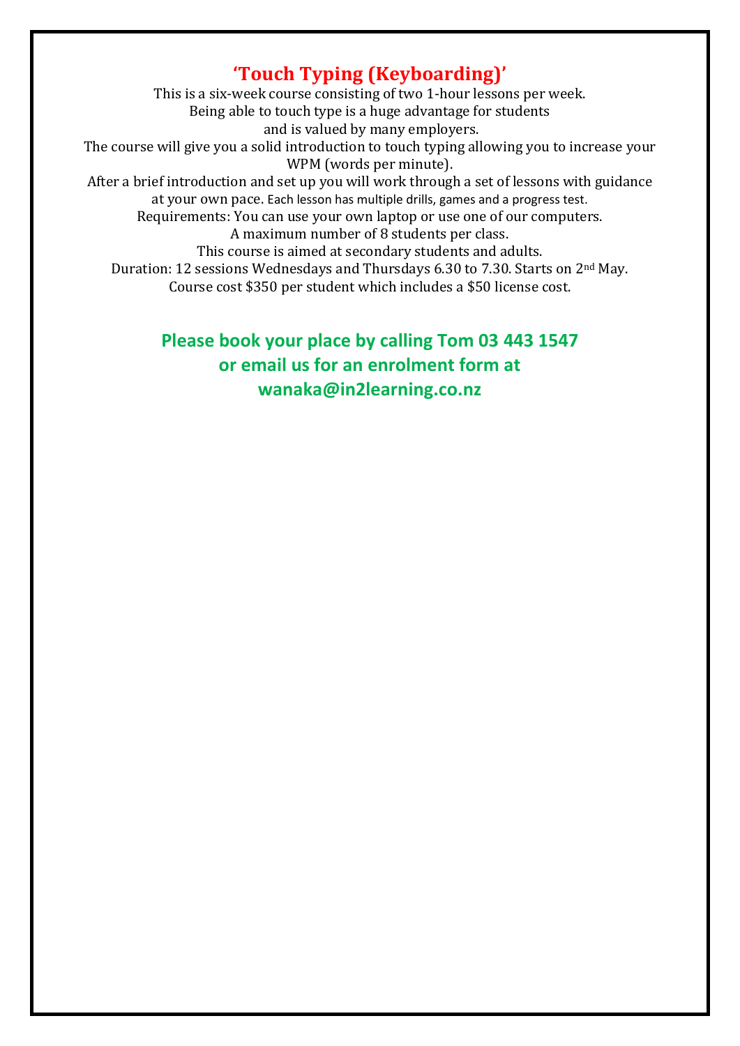# 'Touch Typing (Keyboarding)'

This is a six-week course consisting of two 1-hour lessons per week.
Being able to touch type is a huge advantage for students
and is valued by many employers.
The course will give you a solid introduction to touch typing allowing you to increase your WPM (words per minute).
After a brief introduction and set up you will work through a set of lessons with guidance at your own pace. Each lesson has multiple drills, games and a progress test.
Requirements: You can use your own laptop or use one of our computers.
A maximum number of 8 students per class.
This course is aimed at secondary students and adults.
Duration: 12 sessions Wednesdays and Thursdays 6.30 to 7.30. Starts on 2nd May.
Course cost $350 per student which includes a $50 license cost.

**Please book your place by calling Tom 03 443 1547
or email us for an enrolment form at
wanaka@in2learning.co.nz**